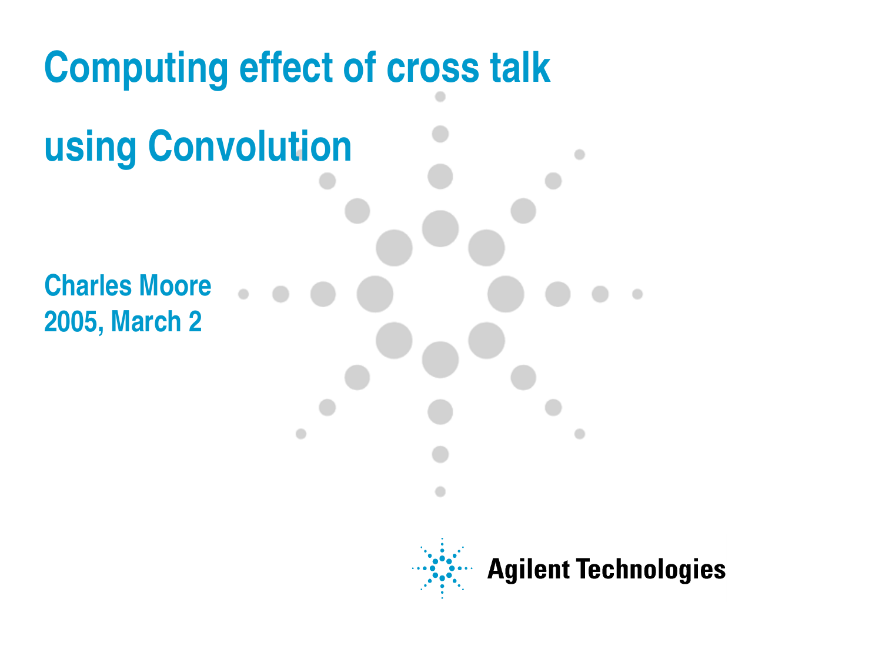# Computing effect of cross talk using Convolution

Charles Moore
2005, March 2

Agilent Technologies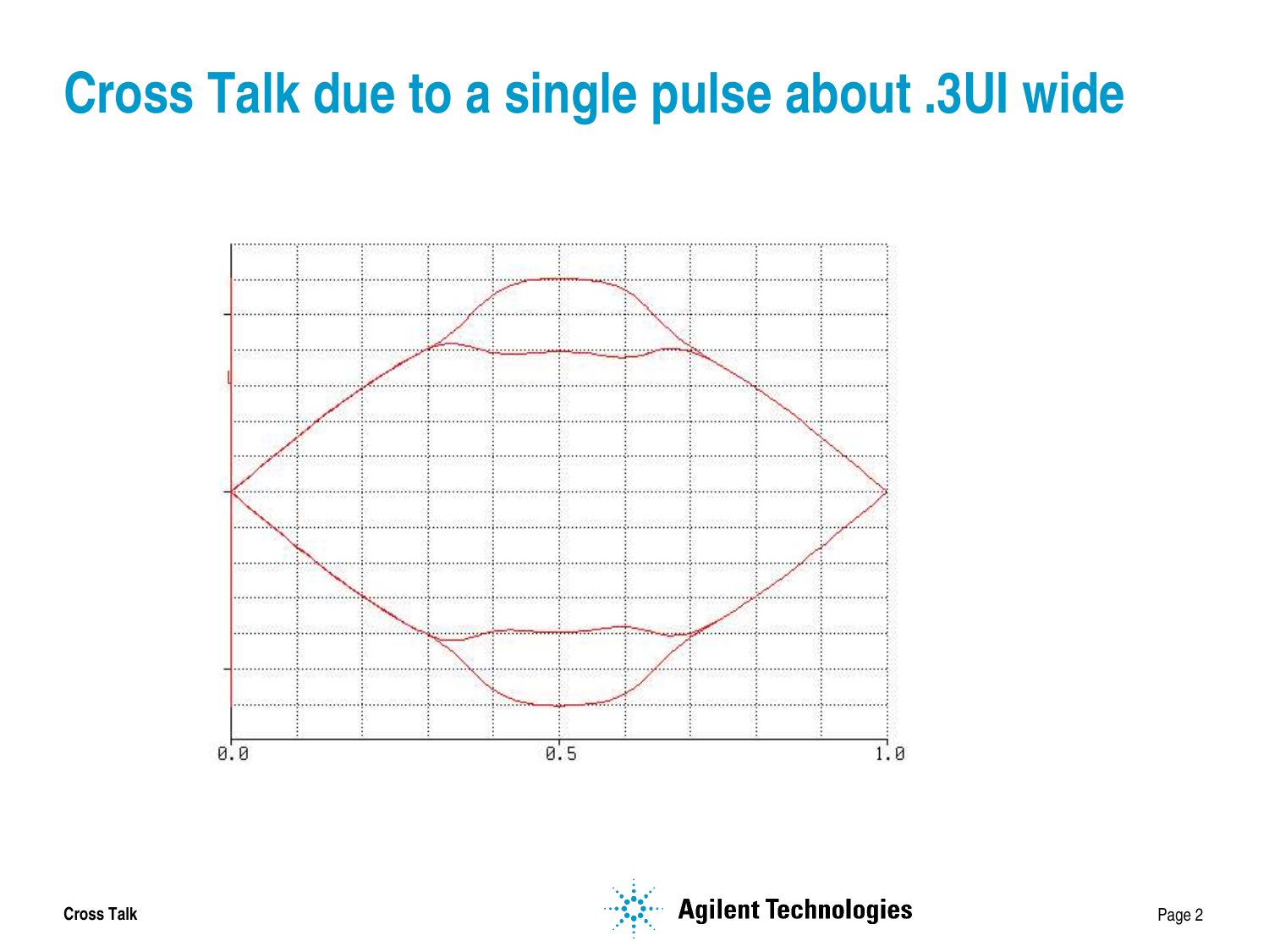# Cross Talk due to a single pulse about .3UI wide

0.0 0.5 1.0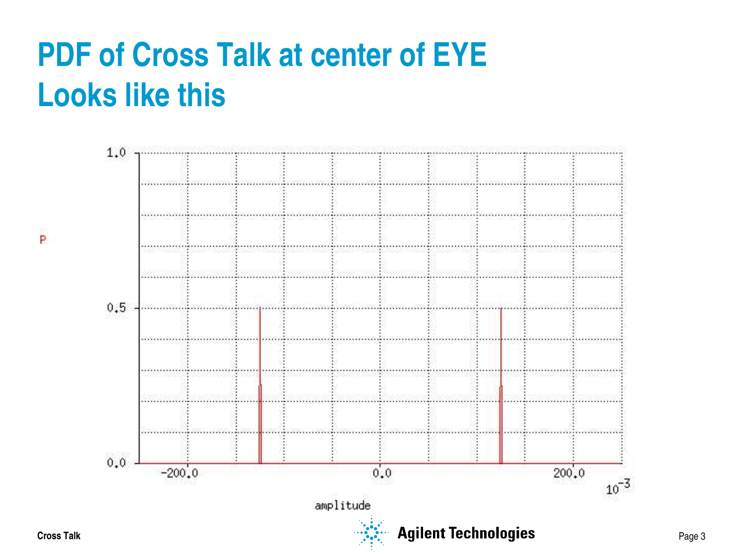# PDF of Cross Talk at center of EYE Looks like this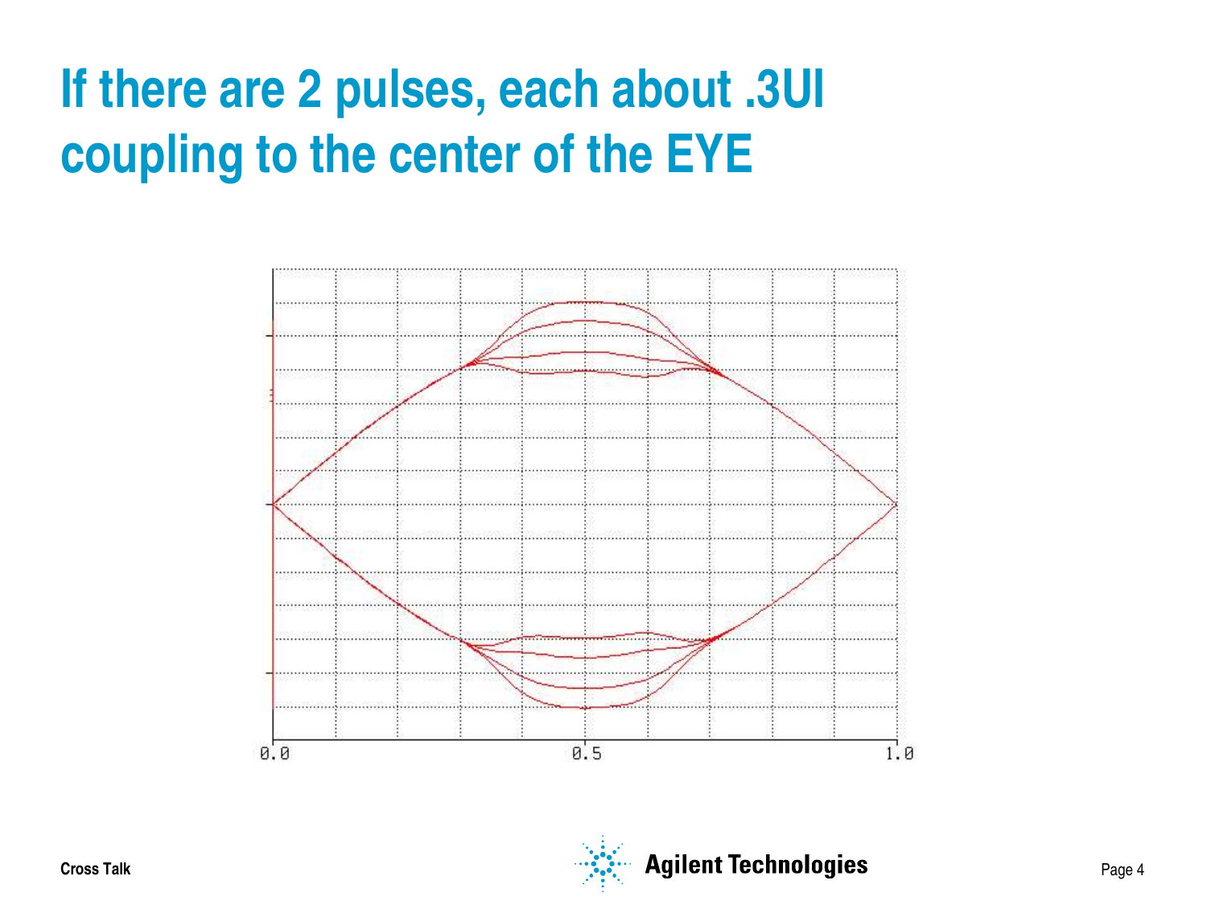# If there are 2 pulses, each about .3UI coupling to the center of the EYE

0.0 0.5 1.0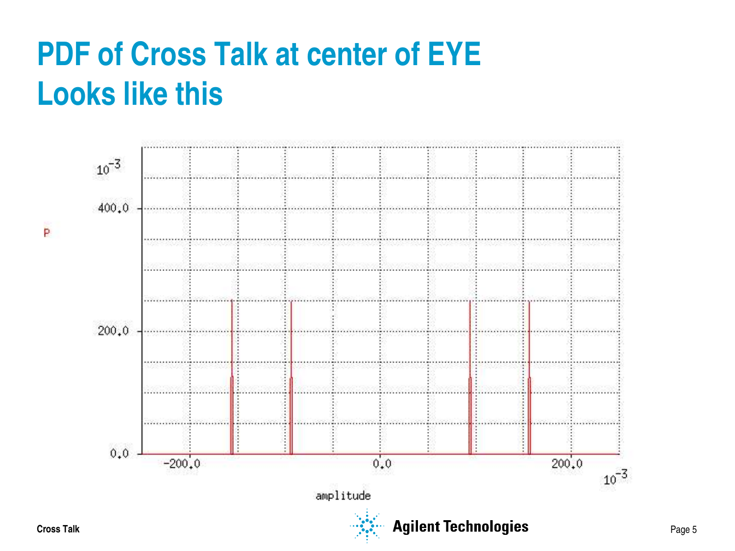# PDF of Cross Talk at center of EYE Looks like this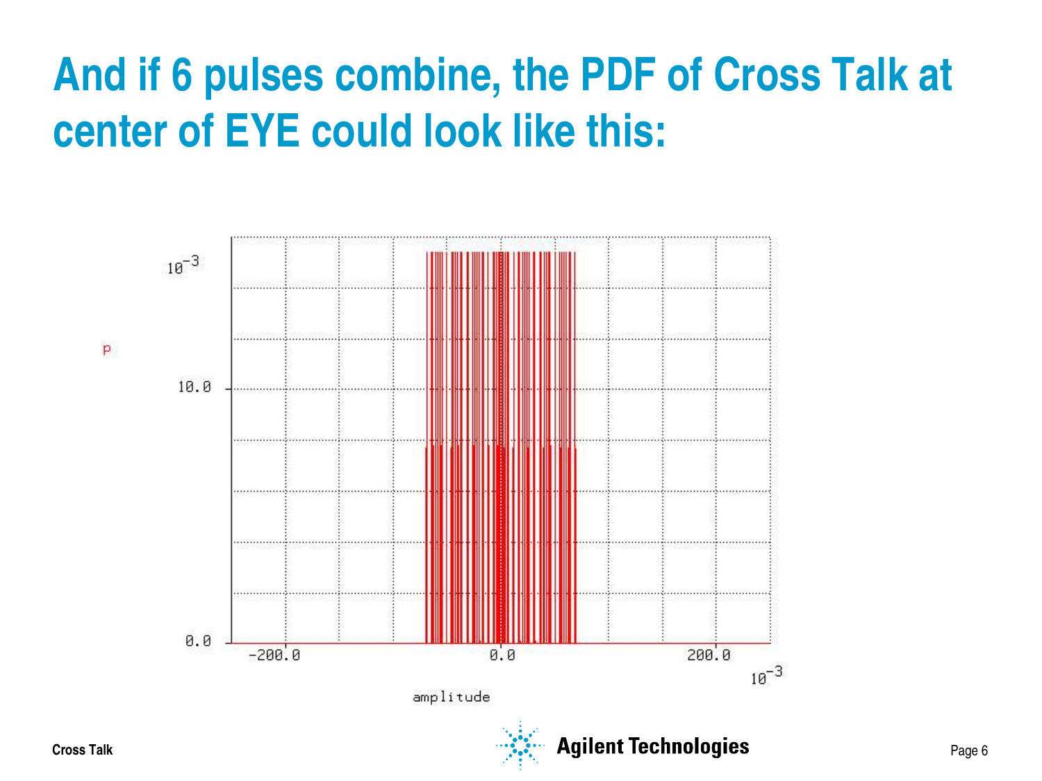# And if 6 pulses combine, the PDF of Cross Talk at center of EYE could look like this:

$10^{-3}$

p

10.0

0.0

-200.0

0.0

200.0

$10^{-3}$

amplitude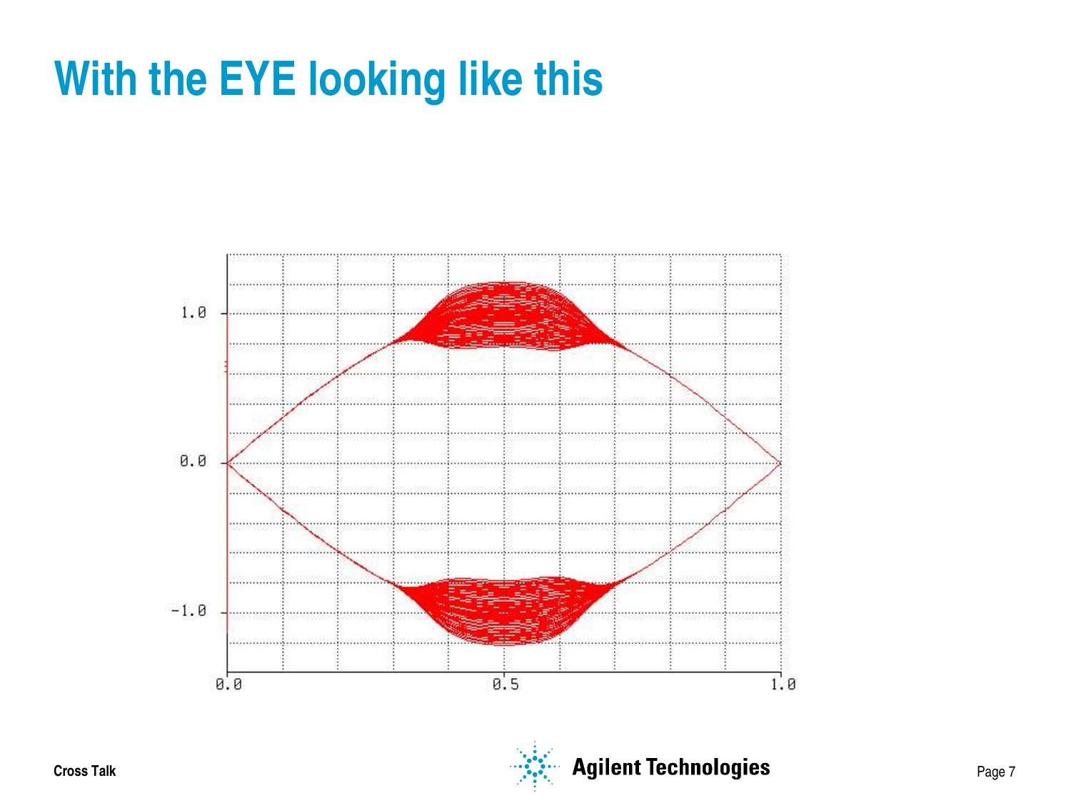# With the EYE looking like this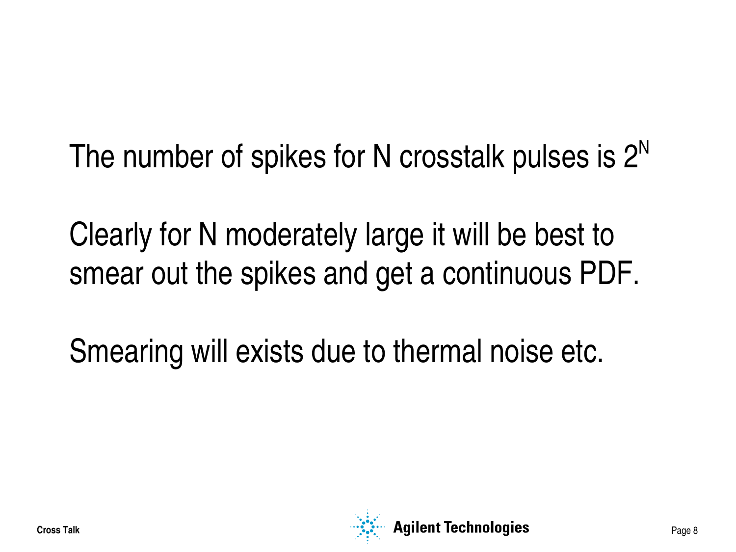The number of spikes for N crosstalk pulses is $2^N$

Clearly for N moderately large it will be best to smear out the spikes and get a continuous PDF.

Smearing will exists due to thermal noise etc.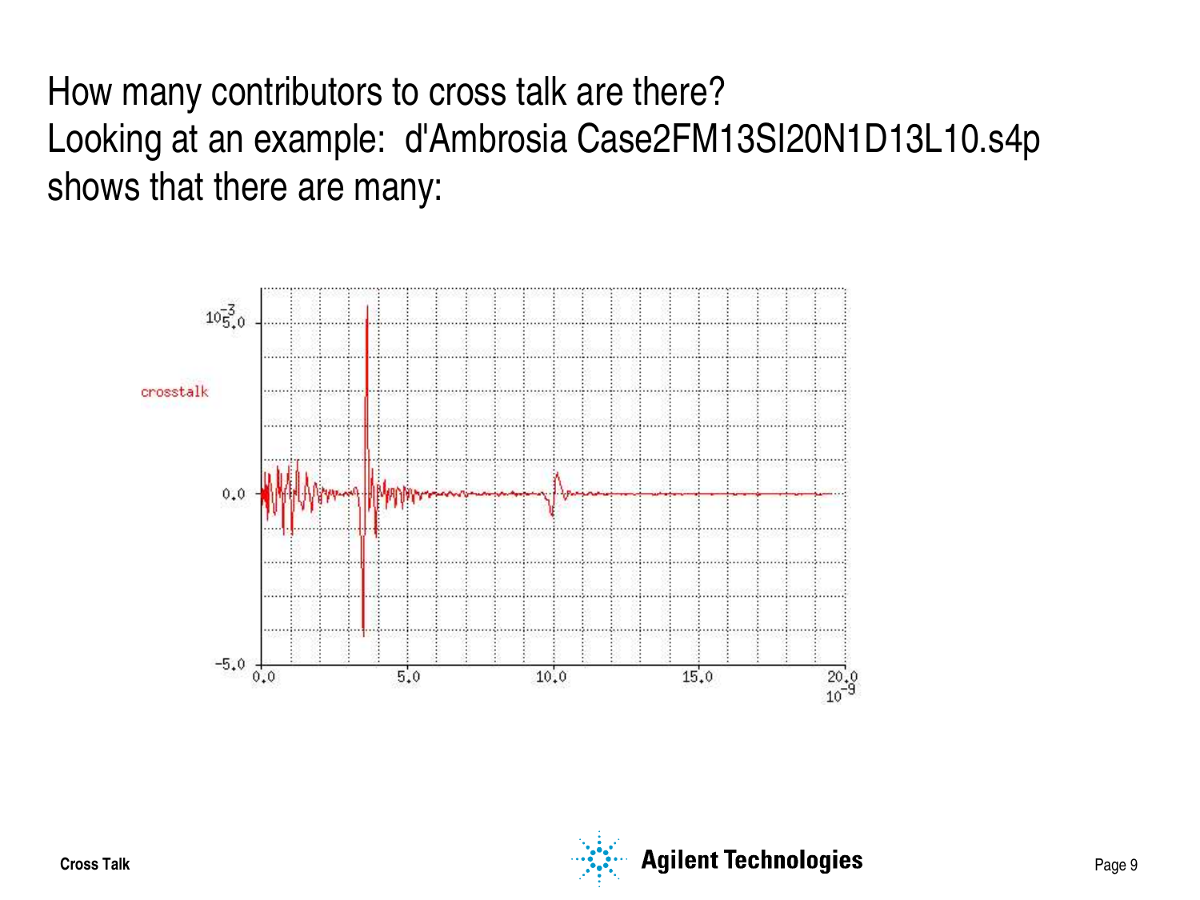How many contributors to cross talk are there?
Looking at an example: d'Ambrosia Case2FM13SI20N1D13L10.s4p
shows that there are many: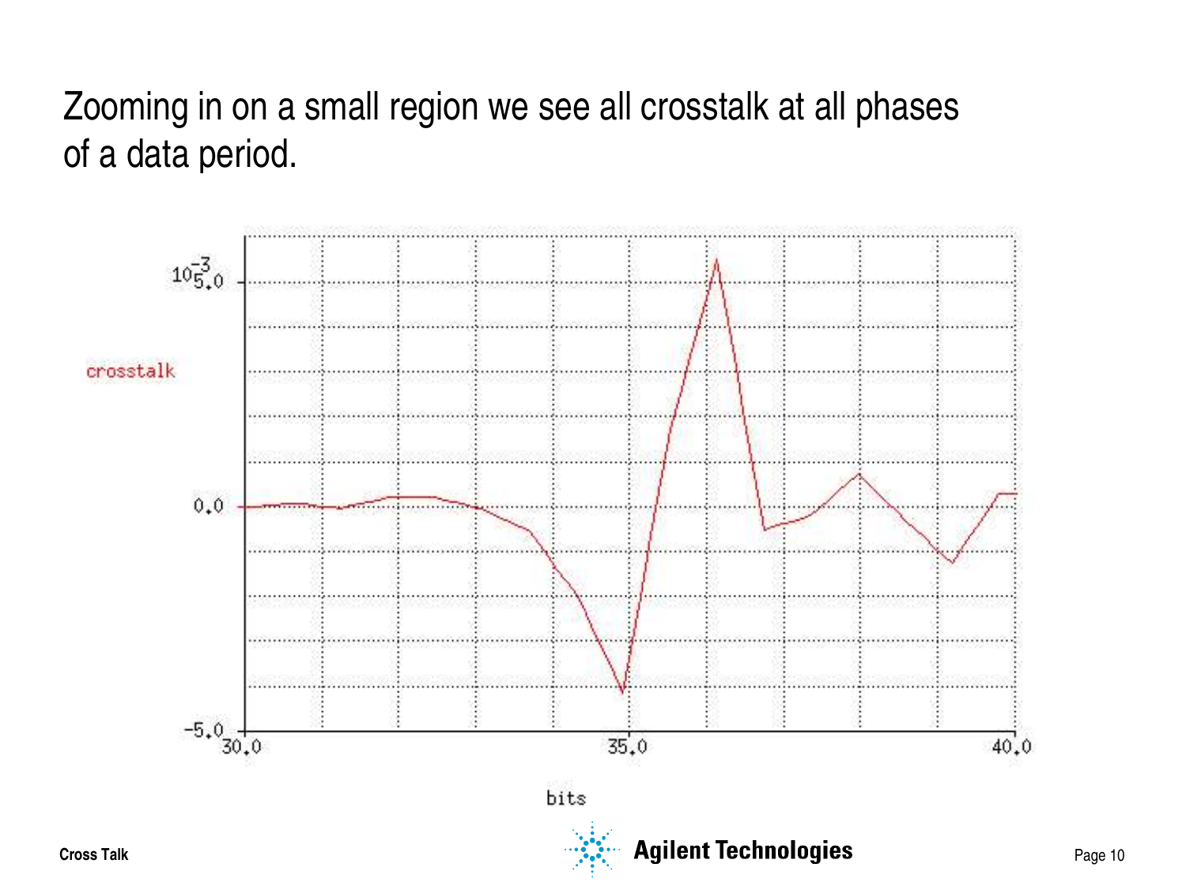Zooming in on a small region we see all crosstalk at all phases of a data period.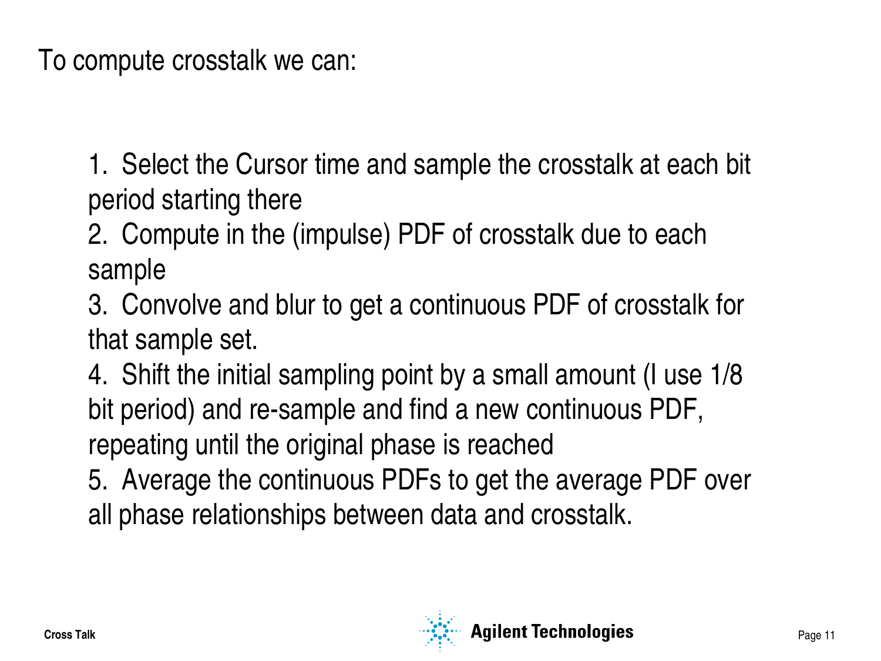To compute crosstalk we can:

1. Select the Cursor time and sample the crosstalk at each bit period starting there
2. Compute in the (impulse) PDF of crosstalk due to each sample
3. Convolve and blur to get a continuous PDF of crosstalk for that sample set.
4. Shift the initial sampling point by a small amount (I use 1/8 bit period) and re-sample and find a new continuous PDF, repeating until the original phase is reached
5. Average the continuous PDFs to get the average PDF over all phase relationships between data and crosstalk.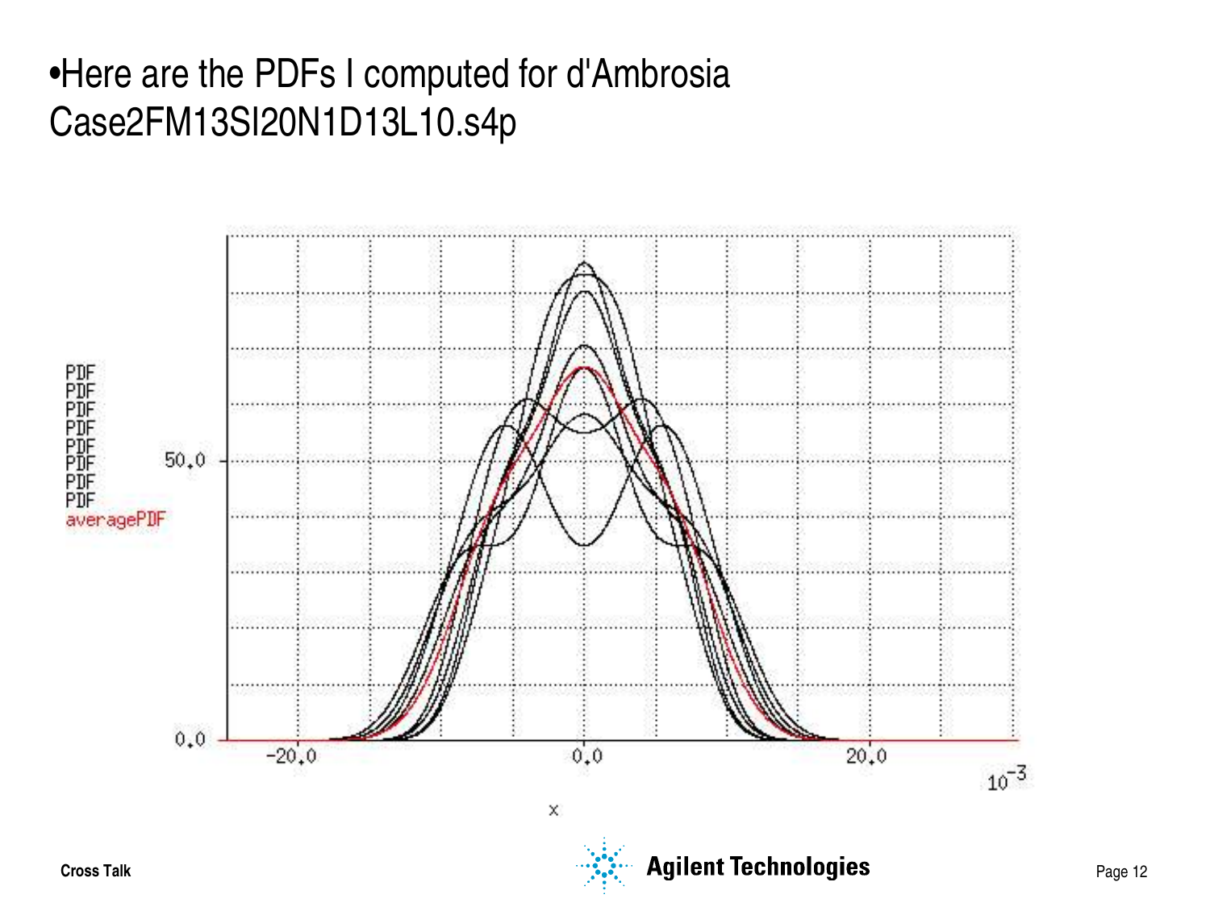- Here are the PDFs I computed for d'Ambrosia Case2FM13SI20N1D13L10.s4p

PDF
PDF
PDF
PDF
PDF
PDF
PDF
PDF
averagePDF

50.0

0.0

-20.0 0.0 20.0

$10^{-3}$

x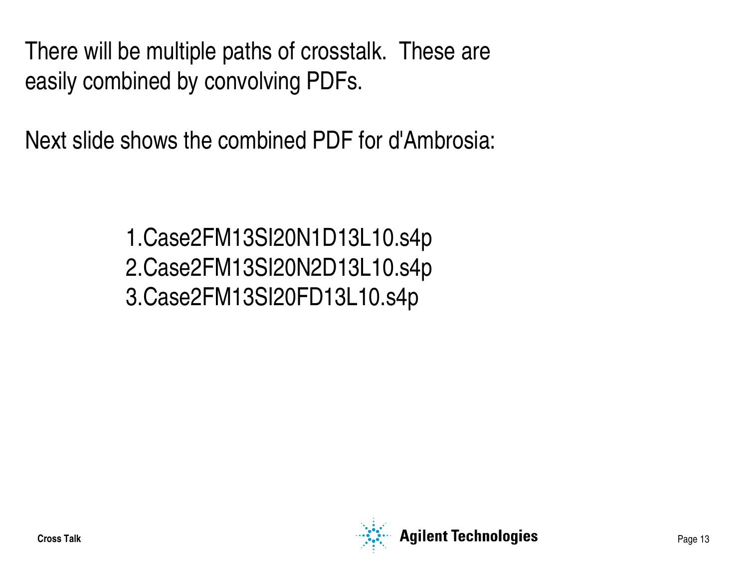There will be multiple paths of crosstalk. These are easily combined by convolving PDFs.

Next slide shows the combined PDF for d'Ambrosia:

1. Case2FM13SI20N1D13L10.s4p
2. Case2FM13SI20N2D13L10.s4p
3. Case2FM13SI20FD13L10.s4p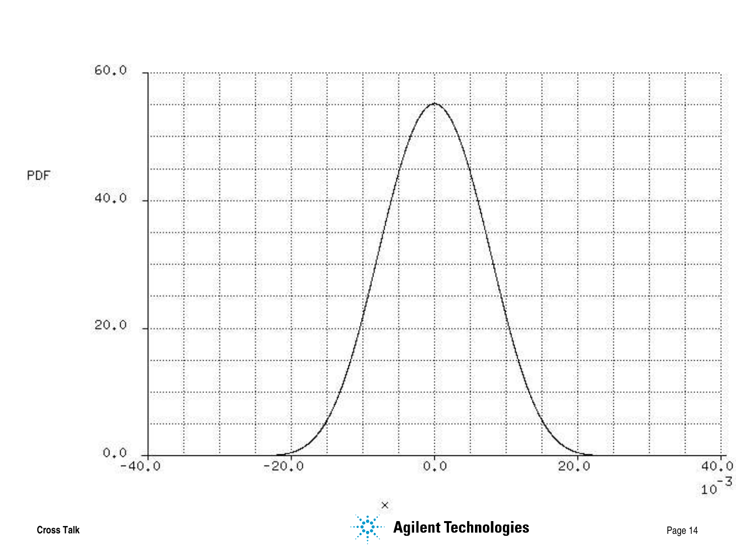PDF

60.0

40.0

20.0

0.0

-40.0 -20.0 0.0 20.0 40.0

$10^{-3}$

x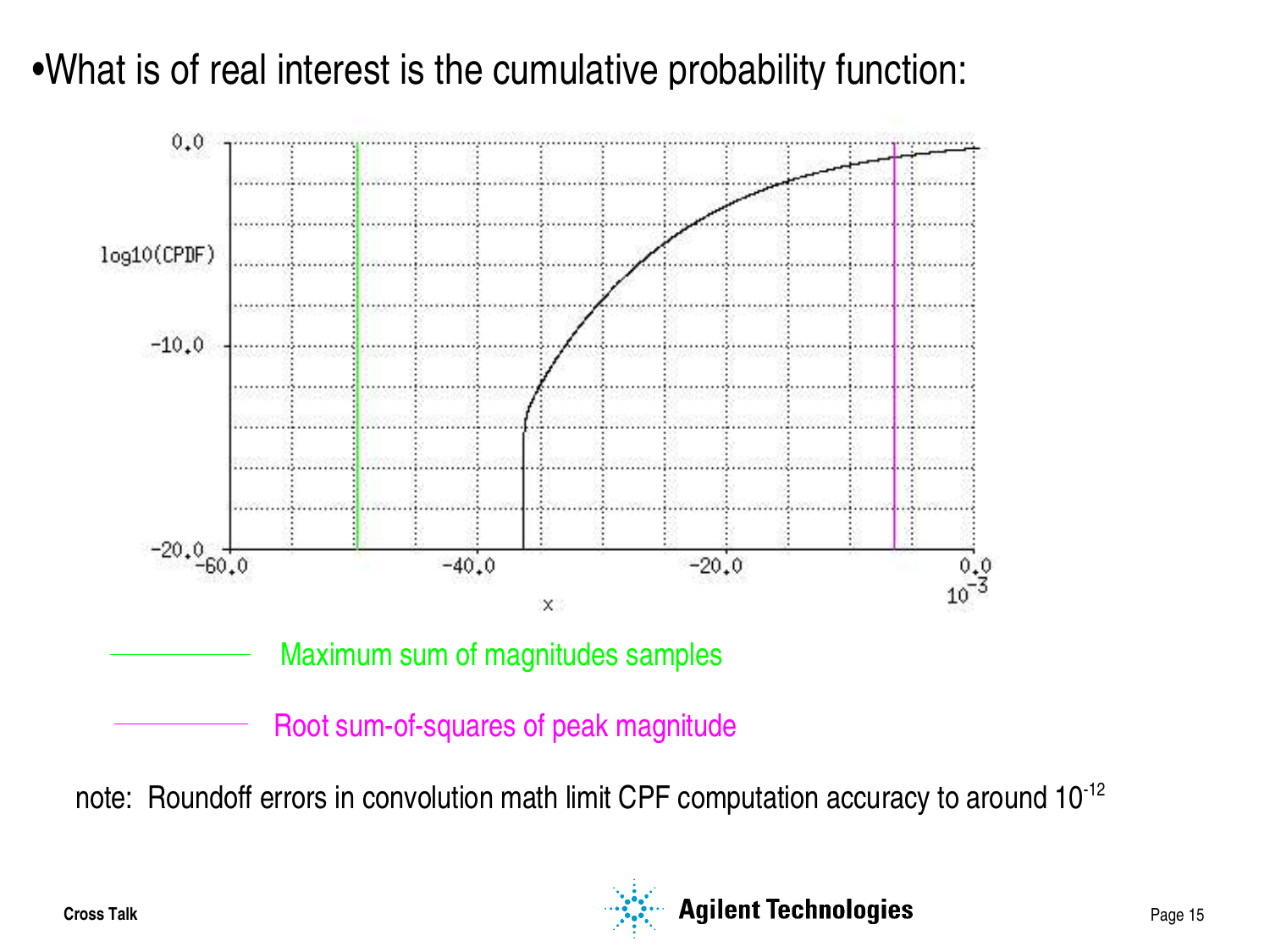- What is of real interest is the cumulative probability function:

Maximum sum of magnitudes samples

Root sum-of-squares of peak magnitude

note: Roundoff errors in convolution math limit CPF computation accuracy to around $10^{-12}$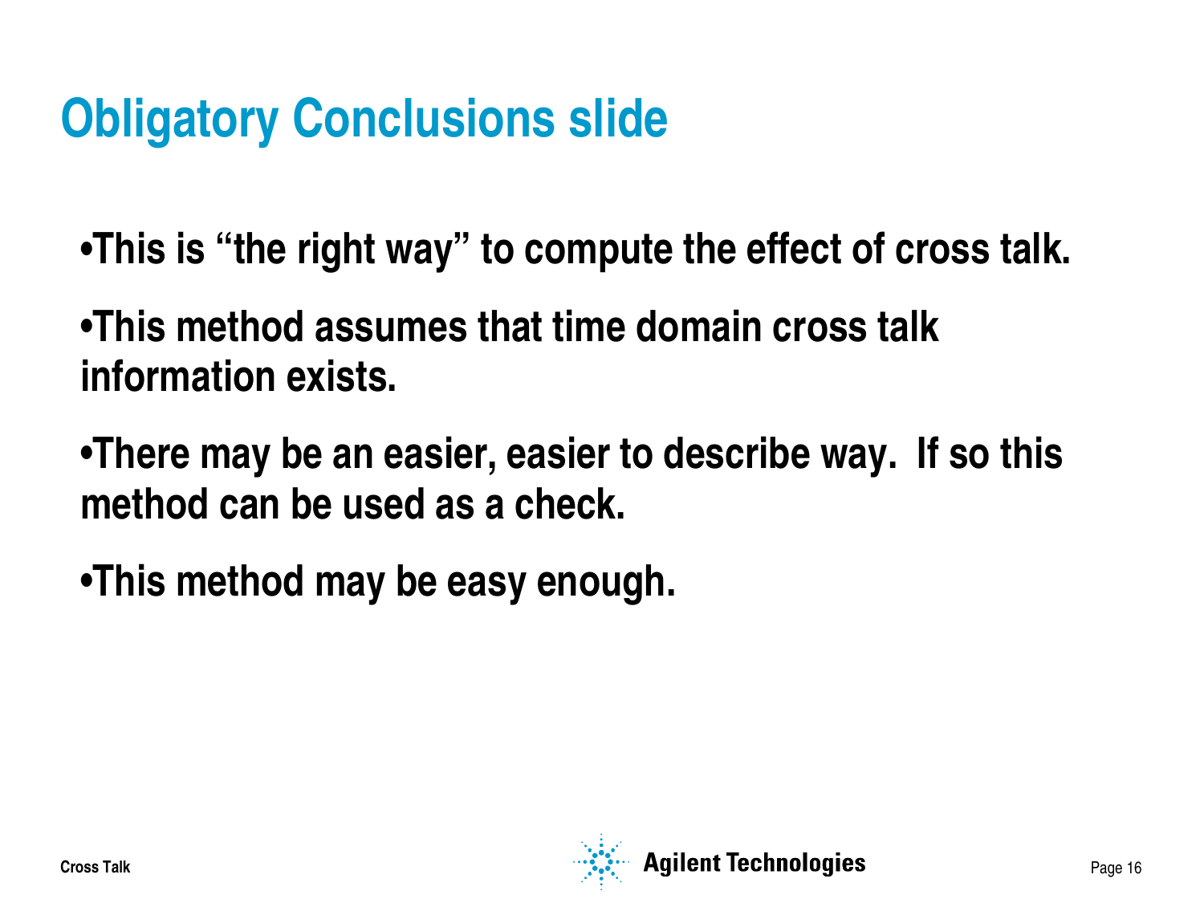# Obligatory Conclusions slide

- **This is "the right way" to compute the effect of cross talk.**
- **This method assumes that time domain cross talk information exists.**
- **There may be an easier, easier to describe way. If so this method can be used as a check.**
- **This method may be easy enough.**